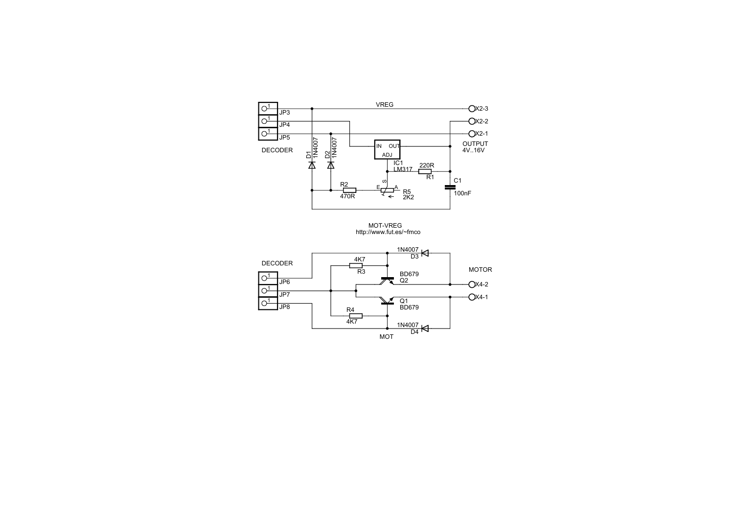MOT-VREG

http://www.fut.es/~fmco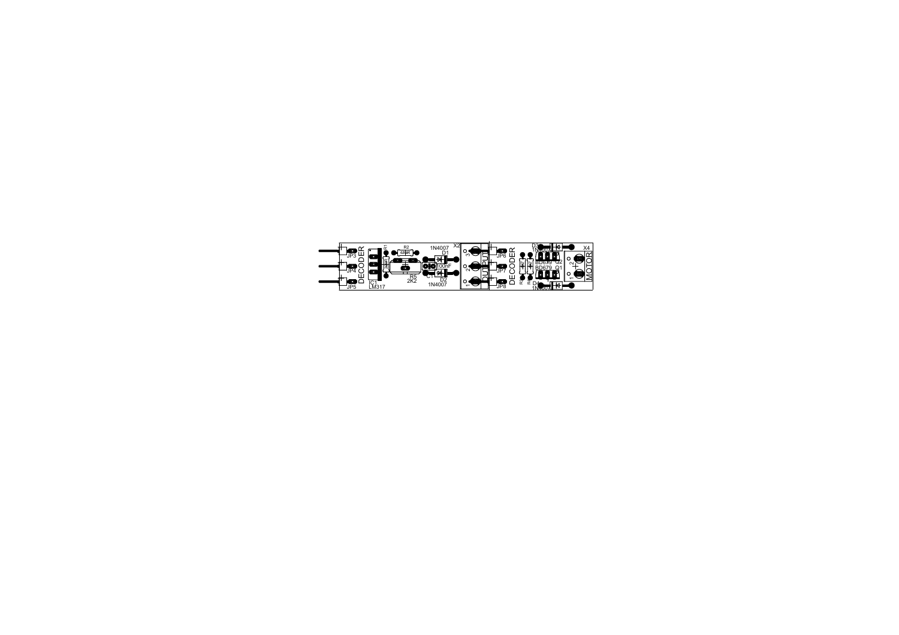JP3
JP4
JP5
DECODER
IC1
LM317
R2
R5
2K2
1N4007
D1
100nF
C1
D2
1N4007
X2
3
2
1
OUTPUT
JP6
JP7
JP8
DECODER
D3
BD679 Q2
BD679 Q1
D4
X4
2
1
MOTOR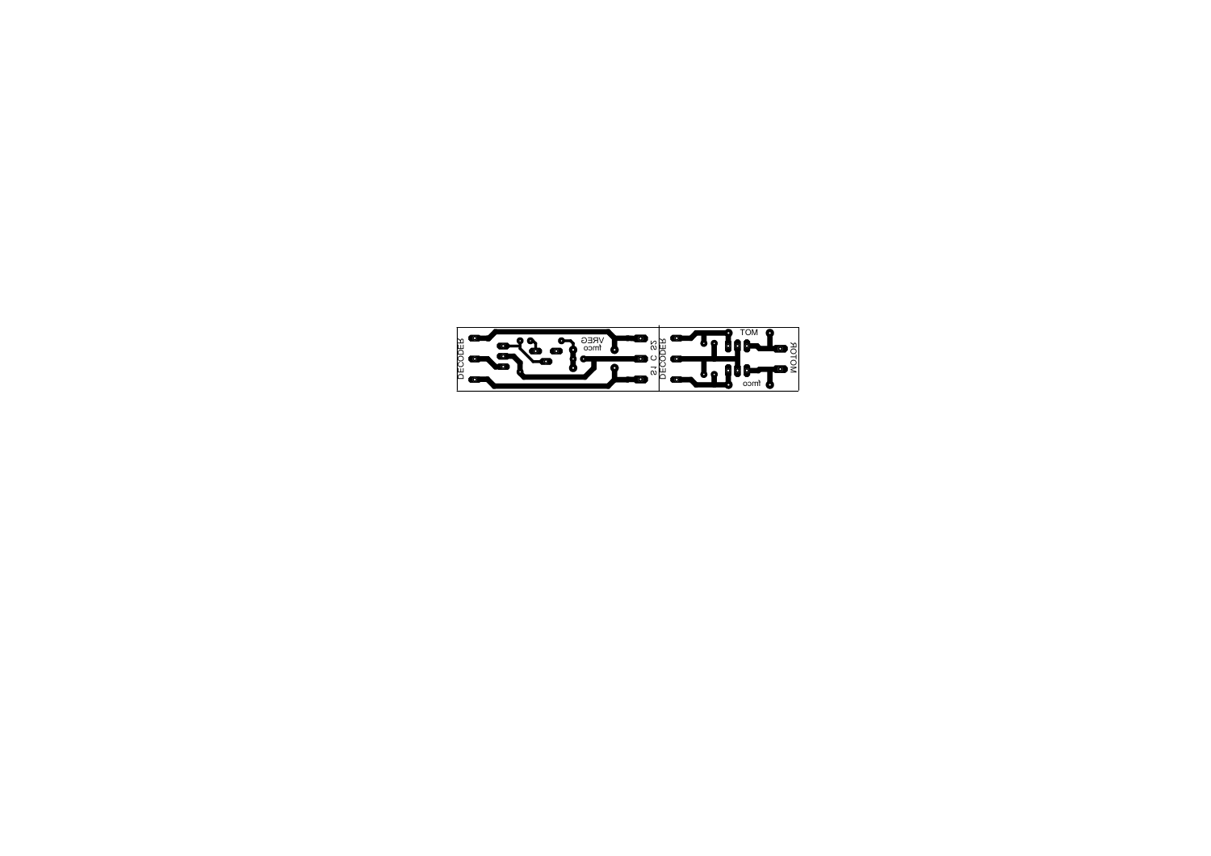DECODER

VREG
fmco

S1 C S2

DECODER

MOT

MOTOR

fmco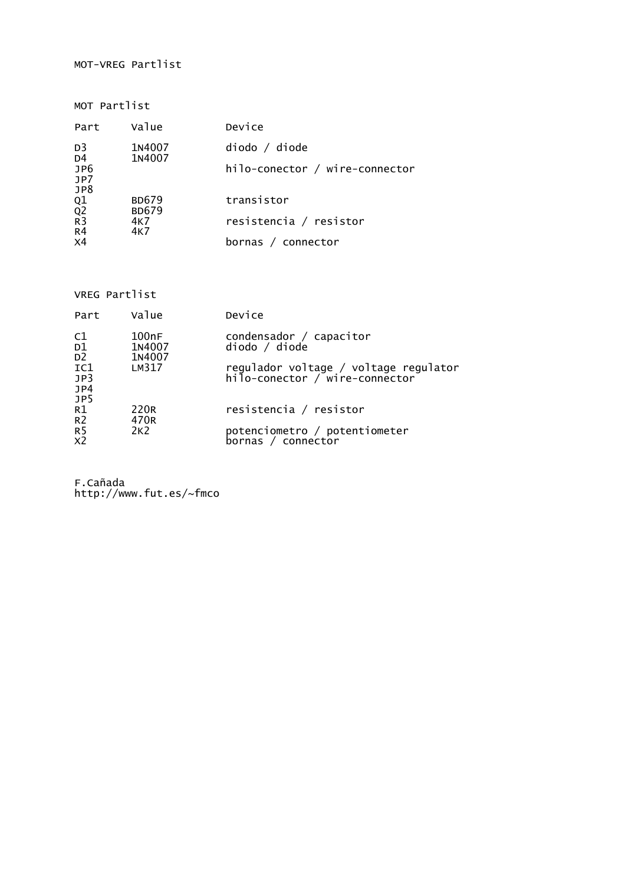# MOT-VREG Partlist

## MOT Partlist

| Part | Value | Device |
|---|---|---|
| D3 | 1N4007 | diodo / diode |
| D4 | 1N4007 | |
| JP6 | | hilo-conector / wire-connector |
| JP7 | | |
| JP8 | | |
| Q1 | BD679 | transistor |
| Q2 | BD679 | |
| R3 | 4K7 | resistencia / resistor |
| R4 | 4K7 | |
| X4 | | bornas / connector |

## VREG Partlist

| Part | Value | Device |
|---|---|---|
| C1 | 100nF | condensador / capacitor |
| D1 | 1N4007 | diodo / diode |
| D2 | 1N4007 | |
| IC1 | LM317 | regulador voltage / voltage regulator |
| JP3 | | hilo-conector / wire-connector |
| JP4 | | |
| JP5 | | |
| R1 | 220R | resistencia / resistor |
| R2 | 470R | |
| R5 | 2K2 | potenciometro / potentiometer |
| X2 | | bornas / connector |

F.Cañada
http://www.fut.es/~fmco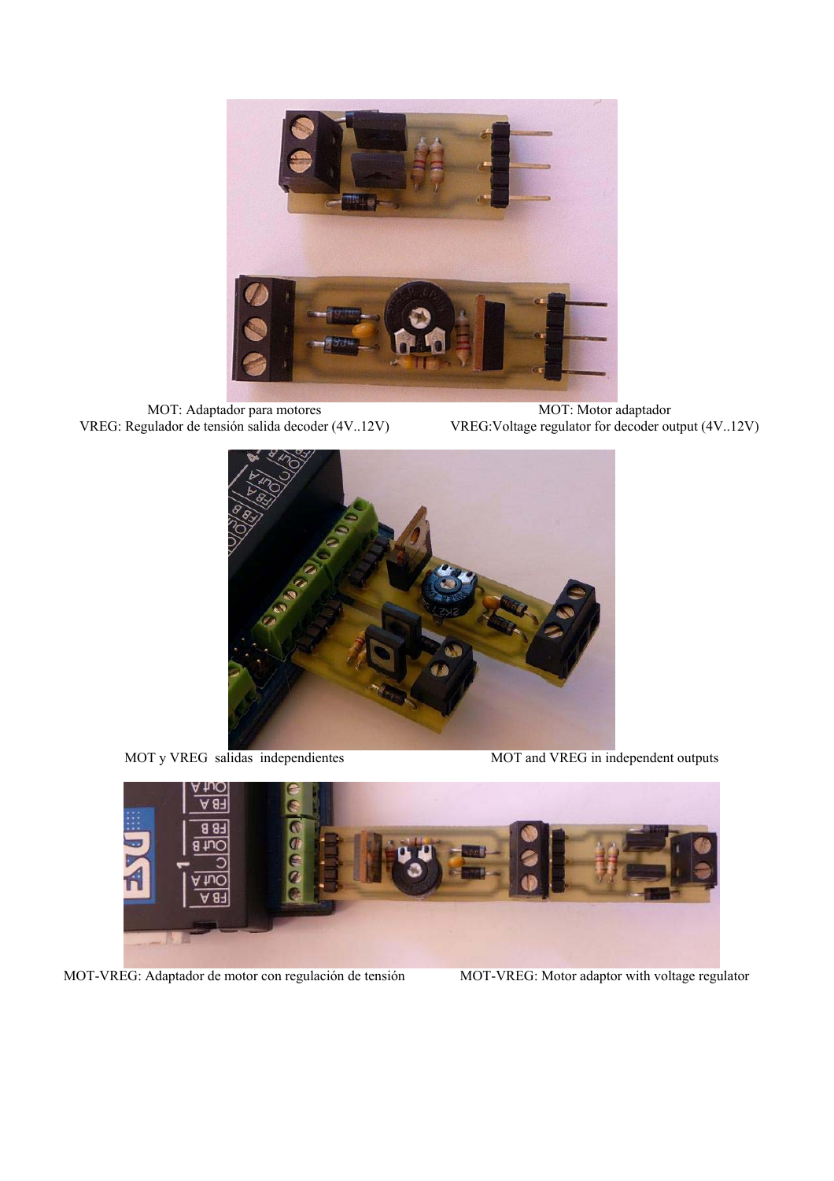MOT: Adaptador para motores
VREG: Regulador de tensión salida decoder (4V..12V)

MOT: Motor adaptador
VREG:Voltage regulator for decoder output (4V..12V)

MOT y VREG salidas independientes

MOT and VREG in independent outputs

MOT-VREG: Adaptador de motor con regulación de tensión

MOT-VREG: Motor adaptor with voltage regulator